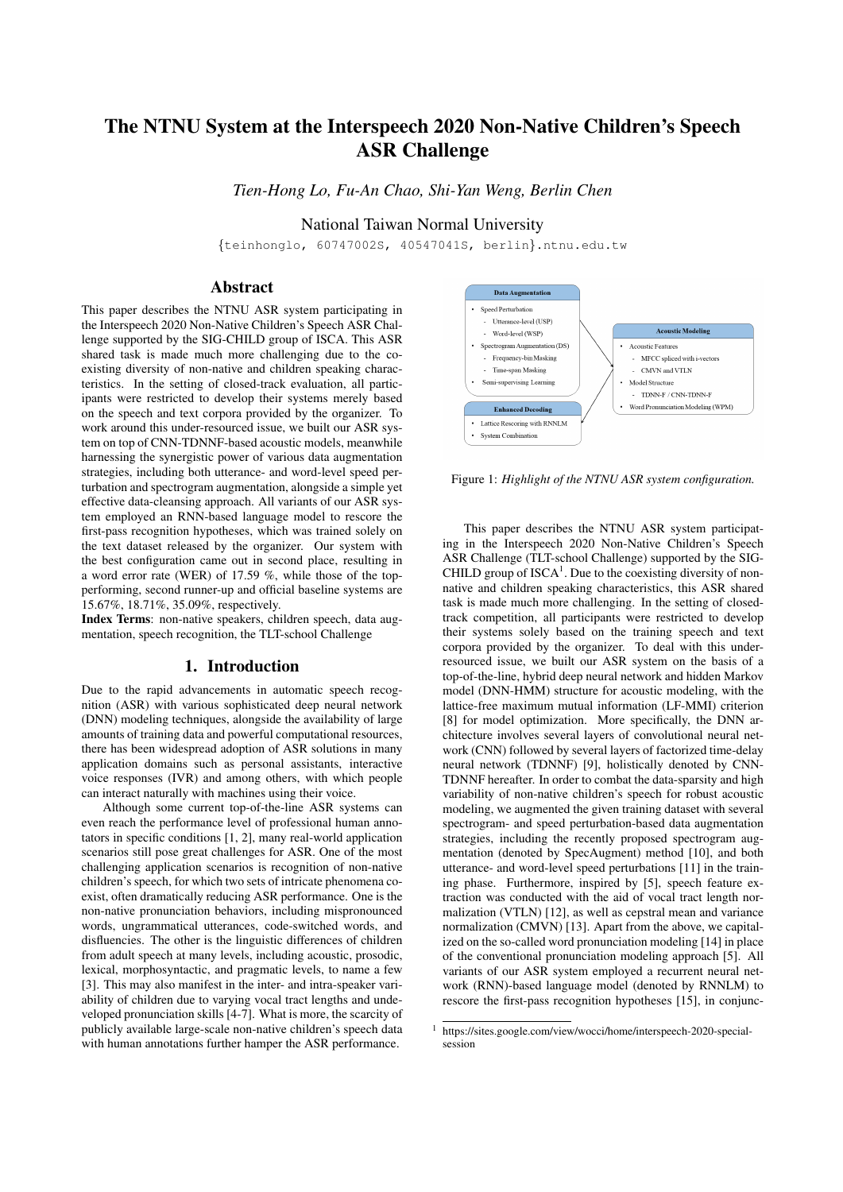# The NTNU System at the Interspeech 2020 Non-Native Children's Speech ASR Challenge

*Tien-Hong Lo, Fu-An Chao, Shi-Yan Weng, Berlin Chen*

National Taiwan Normal University

{teinhonglo, 60747002S, 40547041S, berlin}.ntnu.edu.tw

## Abstract

This paper describes the NTNU ASR system participating in the Interspeech 2020 Non-Native Children's Speech ASR Challenge supported by the SIG-CHILD group of ISCA. This ASR shared task is made much more challenging due to the coexisting diversity of non-native and children speaking characteristics. In the setting of closed-track evaluation, all participants were restricted to develop their systems merely based on the speech and text corpora provided by the organizer. To work around this under-resourced issue, we built our ASR system on top of CNN-TDNNF-based acoustic models, meanwhile harnessing the synergistic power of various data augmentation strategies, including both utterance- and word-level speed perturbation and spectrogram augmentation, alongside a simple yet effective data-cleansing approach. All variants of our ASR system employed an RNN-based language model to rescore the first-pass recognition hypotheses, which was trained solely on the text dataset released by the organizer. Our system with the best configuration came out in second place, resulting in a word error rate (WER) of 17.59 %, while those of the top-performing, second runner-up and official baseline systems are 15.67%, 18.71%, 35.09%, respectively.

**Index Terms**: non-native speakers, children speech, data augmentation, speech recognition, the TLT-school Challenge

## 1. Introduction

Due to the rapid advancements in automatic speech recognition (ASR) with various sophisticated deep neural network (DNN) modeling techniques, alongside the availability of large amounts of training data and powerful computational resources, there has been widespread adoption of ASR solutions in many application domains such as personal assistants, interactive voice responses (IVR) and among others, with which people can interact naturally with machines using their voice.

Although some current top-of-the-line ASR systems can even reach the performance level of professional human annotators in specific conditions [1, 2], many real-world application scenarios still pose great challenges for ASR. One of the most challenging application scenarios is recognition of non-native children's speech, for which two sets of intricate phenomena coexist, often dramatically reducing ASR performance. One is the non-native pronunciation behaviors, including mispronounced words, ungrammatical utterances, code-switched words, and disfluencies. The other is the linguistic differences of children from adult speech at many levels, including acoustic, prosodic, lexical, morphosyntactic, and pragmatic levels, to name a few [3]. This may also manifest in the inter- and intra-speaker variability of children due to varying vocal tract lengths and undeveloped pronunciation skills [4-7]. What is more, the scarcity of publicly available large-scale non-native children's speech data with human annotations further hamper the ASR performance.

- **Data Augmentation**
  - Speed Perturbation
    - Utterance-level (USP)
    - Word-level (WSP)
  - Spectrogram Augmentation (DS)
    - Frequency-bin Masking
    - Time-span Masking
  - Semi-supervising Learning
- **Acoustic Modeling**
  - Acoustic Features
    - MFCC spliced with i-vectors
    - CMVN and VTLN
  - Model Structure
    - TDNN-F / CNN-TDNN-F
  - Word Pronunciation Modeling (WPM)
- **Enhanced Decoding**
  - Lattice Rescoring with RNNLM
  - System Combination

Figure 1: *Highlight of the NTNU ASR system configuration.*

This paper describes the NTNU ASR system participating in the Interspeech 2020 Non-Native Children's Speech ASR Challenge (TLT-school Challenge) supported by the SIG-CHILD group of ISCA[1]. Due to the coexisting diversity of non-native and children speaking characteristics, this ASR shared task is made much more challenging. In the setting of closed-track competition, all participants were restricted to develop their systems solely based on the training speech and text corpora provided by the organizer. To deal with this under-resourced issue, we built our ASR system on the basis of a top-of-the-line, hybrid deep neural network and hidden Markov model (DNN-HMM) structure for acoustic modeling, with the lattice-free maximum mutual information (LF-MMI) criterion [8] for model optimization. More specifically, the DNN architecture involves several layers of convolutional neural network (CNN) followed by several layers of factorized time-delay neural network (TDNNF) [9], holistically denoted by CNN-TDNNF hereafter. In order to combat the data-sparsity and high variability of non-native children's speech for robust acoustic modeling, we augmented the given training dataset with several spectrogram- and speed perturbation-based data augmentation strategies, including the recently proposed spectrogram augmentation (denoted by SpecAugment) method [10], and both utterance- and word-level speed perturbations [11] in the training phase. Furthermore, inspired by [5], speech feature extraction was conducted with the aid of vocal tract length normalization (VTLN) [12], as well as cepstral mean and variance normalization (CMVN) [13]. Apart from the above, we capitalized on the so-called word pronunciation modeling [14] in place of the conventional pronunciation modeling approach [5]. All variants of our ASR system employed a recurrent neural network (RNN)-based language model (denoted by RNNLM) to rescore the first-pass recognition hypotheses [15], in conjunc-

[1] https://sites.google.com/view/wocci/home/interspeech-2020-special-session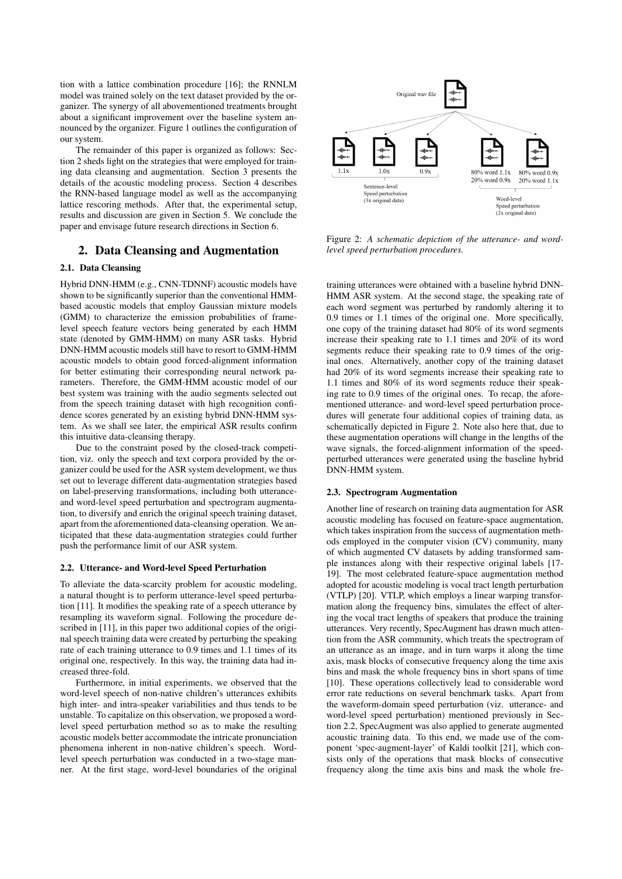tion with a lattice combination procedure [16]; the RNNLM model was trained solely on the text dataset provided by the organizer. The synergy of all abovementioned treatments brought about a significant improvement over the baseline system announced by the organizer. Figure 1 outlines the configuration of our system.

The remainder of this paper is organized as follows: Section 2 sheds light on the strategies that were employed for training data cleansing and augmentation. Section 3 presents the details of the acoustic modeling process. Section 4 describes the RNN-based language model as well as the accompanying lattice rescoring methods. After that, the experimental setup, results and discussion are given in Section 5. We conclude the paper and envisage future research directions in Section 6.

## 2. Data Cleansing and Augmentation

### 2.1. Data Cleansing

Hybrid DNN-HMM (e.g., CNN-TDNNF) acoustic models have shown to be significantly superior than the conventional HMM-based acoustic models that employ Gaussian mixture models (GMM) to characterize the emission probabilities of frame-level speech feature vectors being generated by each HMM state (denoted by GMM-HMM) on many ASR tasks. Hybrid DNN-HMM acoustic models still have to resort to GMM-HMM acoustic models to obtain good forced-alignment information for better estimating their corresponding neural network parameters. Therefore, the GMM-HMM acoustic model of our best system was training with the audio segments selected out from the speech training dataset with high recognition confidence scores generated by an existing hybrid DNN-HMM system. As we shall see later, the empirical ASR results confirm this intuitive data-cleansing therapy.

Due to the constraint posed by the closed-track competition, viz. only the speech and text corpora provided by the organizer could be used for the ASR system development, we thus set out to leverage different data-augmentation strategies based on label-preserving transformations, including both utterance- and word-level speed perturbation and spectrogram augmentation, to diversify and enrich the original speech training dataset, apart from the aforementioned data-cleansing operation. We anticipated that these data-augmentation strategies could further push the performance limit of our ASR system.

### 2.2. Utterance- and Word-level Speed Perturbation

To alleviate the data-scarcity problem for acoustic modeling, a natural thought is to perform utterance-level speed perturbation [11]. It modifies the speaking rate of a speech utterance by resampling its waveform signal. Following the procedure described in [11], in this paper two additional copies of the original speech training data were created by perturbing the speaking rate of each training utterance to 0.9 times and 1.1 times of its original one, respectively. In this way, the training data had increased three-fold.

Furthermore, in initial experiments, we observed that the word-level speech of non-native children's utterances exhibits high inter- and intra-speaker variabilities and thus tends to be unstable. To capitalize on this observation, we proposed a word-level speed perturbation method so as to make the resulting acoustic models better accommodate the intricate pronunciation phenomena inherent in non-native children's speech. Word-level speech perturbation was conducted in a two-stage manner. At the first stage, word-level boundaries of the original training utterances were obtained with a baseline hybrid DNN-HMM ASR system. At the second stage, the speaking rate of each word segment was perturbed by randomly altering it to 0.9 times or 1.1 times of the original one. More specifically, one copy of the training dataset had 80% of its word segments increase their speaking rate to 1.1 times and 20% of its word segments reduce their speaking rate to 0.9 times of the original ones. Alternatively, another copy of the training dataset had 20% of its word segments increase their speaking rate to 1.1 times and 80% of its word segments reduce their speaking rate to 0.9 times of the original ones. To recap, the aforementioned utterance- and word-level speed perturbation procedures will generate four additional copies of training data, as schematically depicted in Figure 2. Note also here that, due to these augmentation operations will change in the lengths of the wave signals, the forced-alignment information of the speed-perturbed utterances were generated using the baseline hybrid DNN-HMM system.

Figure 2: *A schematic depiction of the utterance- and word-level speed perturbation procedures.*

### 2.3. Spectrogram Augmentation

Another line of research on training data augmentation for ASR acoustic modeling has focused on feature-space augmentation, which takes inspiration from the success of augmentation methods employed in the computer vision (CV) community, many of which augmented CV datasets by adding transformed sample instances along with their respective original labels [17-19]. The most celebrated feature-space augmentation method adopted for acoustic modeling is vocal tract length perturbation (VTLP) [20]. VTLP, which employs a linear warping transformation along the frequency bins, simulates the effect of altering the vocal tract lengths of speakers that produce the training utterances. Very recently, SpecAugment has drawn much attention from the ASR community, which treats the spectrogram of an utterance as an image, and in turn warps it along the time axis, mask blocks of consecutive frequency along the time axis bins and mask the whole frequency bins in short spans of time [10]. These operations collectively lead to considerable word error rate reductions on several benchmark tasks. Apart from the waveform-domain speed perturbation (viz. utterance- and word-level speed perturbation) mentioned previously in Section 2.2, SpecAugment was also applied to generate augmented acoustic training data. To this end, we made use of the component 'spec-augment-layer' of Kaldi toolkit [21], which consists only of the operations that mask blocks of consecutive frequency along the time axis bins and mask the whole fre-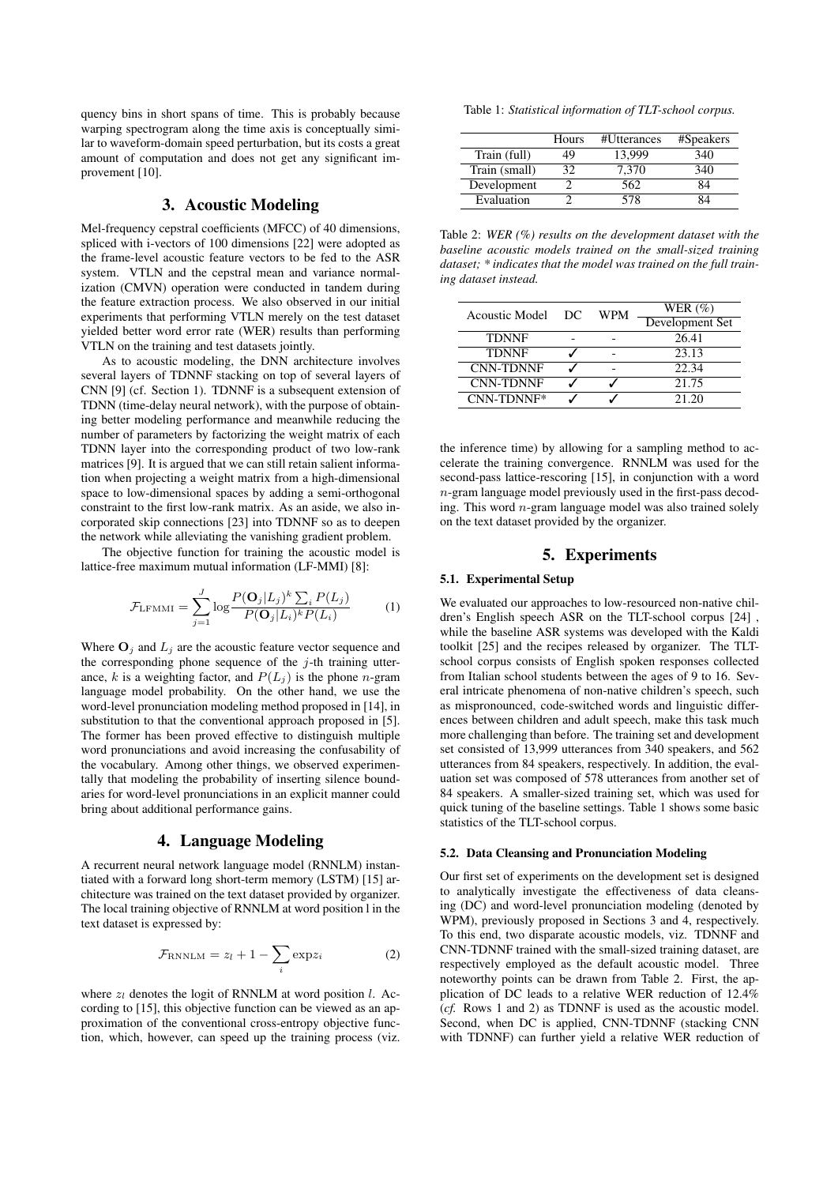quency bins in short spans of time. This is probably because warping spectrogram along the time axis is conceptually similar to waveform-domain speed perturbation, but its costs a great amount of computation and does not get any significant improvement [10].

## 3. Acoustic Modeling

Mel-frequency cepstral coefficients (MFCC) of 40 dimensions, spliced with i-vectors of 100 dimensions [22] were adopted as the frame-level acoustic feature vectors to be fed to the ASR system. VTLN and the cepstral mean and variance normalization (CMVN) operation were conducted in tandem during the feature extraction process. We also observed in our initial experiments that performing VTLN merely on the test dataset yielded better word error rate (WER) results than performing VTLN on the training and test datasets jointly.

As to acoustic modeling, the DNN architecture involves several layers of TDNNF stacking on top of several layers of CNN [9] (cf. Section 1). TDNNF is a subsequent extension of TDNN (time-delay neural network), with the purpose of obtaining better modeling performance and meanwhile reducing the number of parameters by factorizing the weight matrix of each TDNN layer into the corresponding product of two low-rank matrices [9]. It is argued that we can still retain salient information when projecting a weight matrix from a high-dimensional space to low-dimensional spaces by adding a semi-orthogonal constraint to the first low-rank matrix. As an aside, we also incorporated skip connections [23] into TDNNF so as to deepen the network while alleviating the vanishing gradient problem.

The objective function for training the acoustic model is lattice-free maximum mutual information (LF-MMI) [8]:

$$\mathcal{F}_{\text{LFMMI}} = \sum_{j=1}^{J} \log \frac{P(\mathbf{O}_j|L_j)^k \sum_i P(L_j)}{P(\mathbf{O}_j|L_i)^k P(L_i)} \quad (1)$$

Where $\mathbf{O}_j$ and $L_j$ are the acoustic feature vector sequence and the corresponding phone sequence of the $j$-th training utterance, $k$ is a weighting factor, and $P(L_j)$ is the phone $n$-gram language model probability. On the other hand, we use the word-level pronunciation modeling method proposed in [14], in substitution to that the conventional approach proposed in [5]. The former has been proved effective to distinguish multiple word pronunciations and avoid increasing the confusability of the vocabulary. Among other things, we observed experimentally that modeling the probability of inserting silence boundaries for word-level pronunciations in an explicit manner could bring about additional performance gains.

## 4. Language Modeling

A recurrent neural network language model (RNNLM) instantiated with a forward long short-term memory (LSTM) [15] architecture was trained on the text dataset provided by organizer. The local training objective of RNNLM at word position l in the text dataset is expressed by:

$$\mathcal{F}_{\text{RNNLM}} = z_l + 1 - \sum_i \exp z_i \quad (2)$$

where $z_l$ denotes the logit of RNNLM at word position $l$. According to [15], this objective function can be viewed as an approximation of the conventional cross-entropy objective function, which, however, can speed up the training process (viz. the inference time) by allowing for a sampling method to accelerate the training convergence. RNNLM was used for the second-pass lattice-rescoring [15], in conjunction with a word $n$-gram language model previously used in the first-pass decoding. This word $n$-gram language model was also trained solely on the text dataset provided by the organizer.

Table 1: *Statistical information of TLT-school corpus.*

| | Hours | #Utterances | #Speakers |
|---|---|---|---|
| Train (full) | 49 | 13,999 | 340 |
| Train (small) | 32 | 7,370 | 340 |
| Development | 2 | 562 | 84 |
| Evaluation | 2 | 578 | 84 |

Table 2: *WER (%) results on the development dataset with the baseline acoustic models trained on the small-sized training dataset; \* indicates that the model was trained on the full training dataset instead.*

| Acoustic Model | DC | WPM | WER (%) Development Set |
|---|---|---|---|
| TDNNF | - | - | 26.41 |
| TDNNF | ✓ | - | 23.13 |
| CNN-TDNNF | ✓ | - | 22.34 |
| CNN-TDNNF | ✓ | ✓ | 21.75 |
| CNN-TDNNF* | ✓ | ✓ | 21.20 |

## 5. Experiments

### 5.1. Experimental Setup

We evaluated our approaches to low-resourced non-native children's English speech ASR on the TLT-school corpus [24] , while the baseline ASR systems was developed with the Kaldi toolkit [25] and the recipes released by organizer. The TLT-school corpus consists of English spoken responses collected from Italian school students between the ages of 9 to 16. Several intricate phenomena of non-native children's speech, such as mispronounced, code-switched words and linguistic differences between children and adult speech, make this task much more challenging than before. The training set and development set consisted of 13,999 utterances from 340 speakers, and 562 utterances from 84 speakers, respectively. In addition, the evaluation set was composed of 578 utterances from another set of 84 speakers. A smaller-sized training set, which was used for quick tuning of the baseline settings. Table 1 shows some basic statistics of the TLT-school corpus.

### 5.2. Data Cleansing and Pronunciation Modeling

Our first set of experiments on the development set is designed to analytically investigate the effectiveness of data cleansing (DC) and word-level pronunciation modeling (denoted by WPM), previously proposed in Sections 3 and 4, respectively. To this end, two disparate acoustic models, viz. TDNNF and CNN-TDNNF trained with the small-sized training dataset, are respectively employed as the default acoustic model. Three noteworthy points can be drawn from Table 2. First, the application of DC leads to a relative WER reduction of 12.4% (*cf.* Rows 1 and 2) as TDNNF is used as the acoustic model. Second, when DC is applied, CNN-TDNNF (stacking CNN with TDNNF) can further yield a relative WER reduction of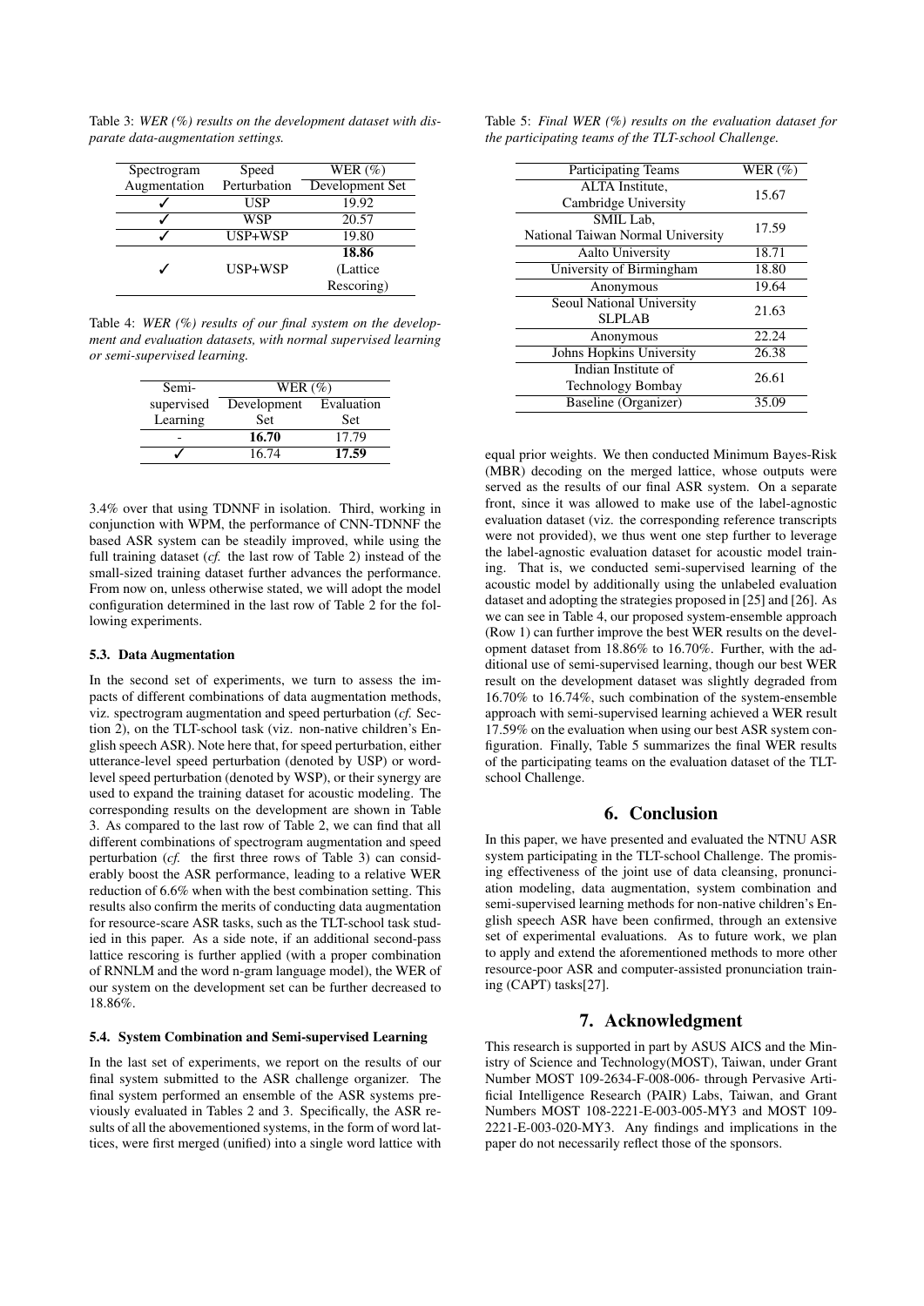Table 3: *WER (%) results on the development dataset with disparate data-augmentation settings.*

| Spectrogram Augmentation | Speed Perturbation | WER (%) Development Set |
|---|---|---|
| ✓ | USP | 19.92 |
| ✓ | WSP | 20.57 |
| ✓ | USP+WSP | 19.80 |
| ✓ | USP+WSP | **18.86** (Lattice Rescoring) |

Table 4: *WER (%) results of our final system on the development and evaluation datasets, with normal supervised learning or semi-supervised learning.*

| Semi-supervised Learning | WER (%) Development Set | WER (%) Evaluation Set |
|---|---|---|
| - | **16.70** | 17.79 |
| ✓ | 16.74 | **17.59** |

3.4% over that using TDNNF in isolation. Third, working in conjunction with WPM, the performance of CNN-TDNNF the based ASR system can be steadily improved, while using the full training dataset (*cf.* the last row of Table 2) instead of the small-sized training dataset further advances the performance. From now on, unless otherwise stated, we will adopt the model configuration determined in the last row of Table 2 for the following experiments.

### 5.3. Data Augmentation

In the second set of experiments, we turn to assess the impacts of different combinations of data augmentation methods, viz. spectrogram augmentation and speed perturbation (*cf.* Section 2), on the TLT-school task (viz. non-native children's English speech ASR). Note here that, for speed perturbation, either utterance-level speed perturbation (denoted by USP) or word-level speed perturbation (denoted by WSP), or their synergy are used to expand the training dataset for acoustic modeling. The corresponding results on the development are shown in Table 3. As compared to the last row of Table 2, we can find that all different combinations of spectrogram augmentation and speed perturbation (*cf.* the first three rows of Table 3) can considerably boost the ASR performance, leading to a relative WER reduction of 6.6% when with the best combination setting. This results also confirm the merits of conducting data augmentation for resource-scare ASR tasks, such as the TLT-school task studied in this paper. As a side note, if an additional second-pass lattice rescoring is further applied (with a proper combination of RNNLM and the word n-gram language model), the WER of our system on the development set can be further decreased to 18.86%.

### 5.4. System Combination and Semi-supervised Learning

In the last set of experiments, we report on the results of our final system submitted to the ASR challenge organizer. The final system performed an ensemble of the ASR systems previously evaluated in Tables 2 and 3. Specifically, the ASR results of all the abovementioned systems, in the form of word lattices, were first merged (unified) into a single word lattice with equal prior weights. We then conducted Minimum Bayes-Risk (MBR) decoding on the merged lattice, whose outputs were served as the results of our final ASR system. On a separate front, since it was allowed to make use of the label-agnostic evaluation dataset (viz. the corresponding reference transcripts were not provided), we thus went one step further to leverage the label-agnostic evaluation dataset for acoustic model training. That is, we conducted semi-supervised learning of the acoustic model by additionally using the unlabeled evaluation dataset and adopting the strategies proposed in [25] and [26]. As we can see in Table 4, our proposed system-ensemble approach (Row 1) can further improve the best WER results on the development dataset from 18.86% to 16.70%. Further, with the additional use of semi-supervised learning, though our best WER result on the development dataset was slightly degraded from 16.70% to 16.74%, such combination of the system-ensemble approach with semi-supervised learning achieved a WER result 17.59% on the evaluation when using our best ASR system configuration. Finally, Table 5 summarizes the final WER results of the participating teams on the evaluation dataset of the TLT-school Challenge.

Table 5: *Final WER (%) results on the evaluation dataset for the participating teams of the TLT-school Challenge.*

| Participating Teams | WER (%) |
|---|---|
| ALTA Institute, Cambridge University | 15.67 |
| SMIL Lab, National Taiwan Normal University | 17.59 |
| Aalto University | 18.71 |
| University of Birmingham | 18.80 |
| Anonymous | 19.64 |
| Seoul National University SLPLAB | 21.63 |
| Anonymous | 22.24 |
| Johns Hopkins University | 26.38 |
| Indian Institute of Technology Bombay | 26.61 |
| Baseline (Organizer) | 35.09 |

## 6. Conclusion

In this paper, we have presented and evaluated the NTNU ASR system participating in the TLT-school Challenge. The promising effectiveness of the joint use of data cleansing, pronunciation modeling, data augmentation, system combination and semi-supervised learning methods for non-native children's English speech ASR have been confirmed, through an extensive set of experimental evaluations. As to future work, we plan to apply and extend the aforementioned methods to more other resource-poor ASR and computer-assisted pronunciation training (CAPT) tasks[27].

## 7. Acknowledgment

This research is supported in part by ASUS AICS and the Ministry of Science and Technology(MOST), Taiwan, under Grant Number MOST 109-2634-F-008-006- through Pervasive Artificial Intelligence Research (PAIR) Labs, Taiwan, and Grant Numbers MOST 108-2221-E-003-005-MY3 and MOST 109-2221-E-003-020-MY3. Any findings and implications in the paper do not necessarily reflect those of the sponsors.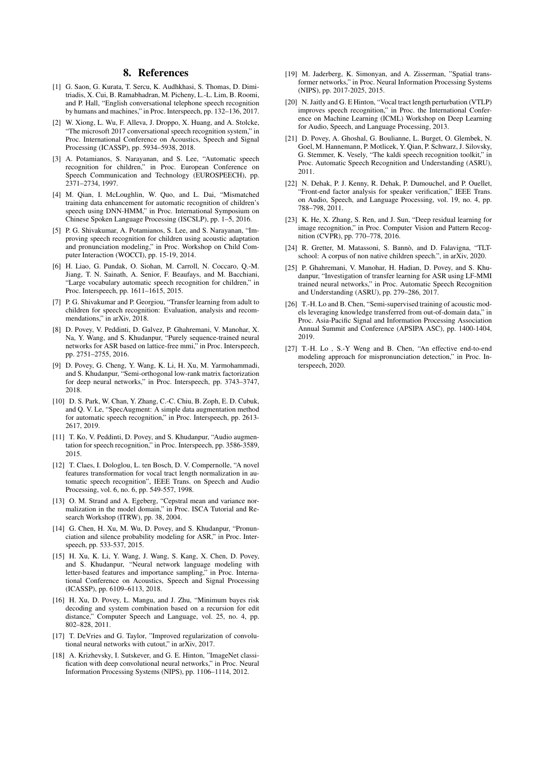## 8. References

[1] G. Saon, G. Kurata, T. Sercu, K. Audhkhasi, S. Thomas, D. Dimitriadis, X. Cui, B. Ramabhadran, M. Picheny, L.-L. Lim, B. Roomi, and P. Hall, "English conversational telephone speech recognition by humans and machines," in Proc. Interspeech, pp. 132–136, 2017.

[2] W. Xiong, L. Wu, F. Alleva, J. Droppo, X. Huang, and A. Stolcke, "The microsoft 2017 conversational speech recognition system," in Proc. International Conference on Acoustics, Speech and Signal Processing (ICASSP), pp. 5934–5938, 2018.

[3] A. Potamianos, S. Narayanan, and S. Lee, "Automatic speech recognition for children," in Proc. European Conference on Speech Communication and Technology (EUROSPEECH), pp. 2371–2734, 1997.

[4] M. Qian, I. McLoughlin, W. Quo, and L. Dai, "Mismatched training data enhancement for automatic recognition of children's speech using DNN-HMM," in Proc. International Symposium on Chinese Spoken Language Processing (ISCSLP), pp. 1–5, 2016.

[5] P. G. Shivakumar, A. Potamianos, S. Lee, and S. Narayanan, "Improving speech recognition for children using acoustic adaptation and pronunciation modeling," in Proc. Workshop on Child Computer Interaction (WOCCI), pp. 15-19, 2014.

[6] H. Liao, G. Pundak, O. Siohan, M. Carroll, N. Coccaro, Q.-M. Jiang, T. N. Sainath, A. Senior, F. Beaufays, and M. Bacchiani, "Large vocabulary automatic speech recognition for children," in Proc. Interspeech, pp. 1611–1615, 2015.

[7] P. G. Shivakumar and P. Georgiou, "Transfer learning from adult to children for speech recognition: Evaluation, analysis and recommendations," in arXiv, 2018.

[8] D. Povey, V. Peddinti, D. Galvez, P. Ghahremani, V. Manohar, X. Na, Y. Wang, and S. Khudanpur, "Purely sequence-trained neural networks for ASR based on lattice-free mmi," in Proc. Interspeech, pp. 2751–2755, 2016.

[9] D. Povey, G. Cheng, Y. Wang, K. Li, H. Xu, M. Yarmohammadi, and S. Khudanpur, "Semi-orthogonal low-rank matrix factorization for deep neural networks," in Proc. Interspeech, pp. 3743–3747, 2018.

[10] D. S. Park, W. Chan, Y. Zhang, C.-C. Chiu, B. Zoph, E. D. Cubuk, and Q. V. Le, "SpecAugment: A simple data augmentation method for automatic speech recognition," in Proc. Interspeech, pp. 2613-2617, 2019.

[11] T. Ko, V. Peddinti, D. Povey, and S. Khudanpur, "Audio augmentation for speech recognition," in Proc. Interspeech, pp. 3586-3589, 2015.

[12] T. Claes, I. Dologlou, L. ten Bosch, D. V. Compernolle, "A novel features transformation for vocal tract length normalization in automatic speech recognition", IEEE Trans. on Speech and Audio Processing, vol. 6, no. 6, pp. 549-557, 1998.

[13] O. M. Strand and A. Egeberg, "Cepstral mean and variance normalization in the model domain," in Proc. ISCA Tutorial and Research Workshop (ITRW), pp. 38, 2004.

[14] G. Chen, H. Xu, M. Wu, D. Povey, and S. Khudanpur, "Pronunciation and silence probability modeling for ASR," in Proc. Interspeech, pp. 533-537, 2015.

[15] H. Xu, K. Li, Y. Wang, J. Wang, S. Kang, X. Chen, D. Povey, and S. Khudanpur, "Neural network language modeling with letter-based features and importance sampling," in Proc. International Conference on Acoustics, Speech and Signal Processing (ICASSP), pp. 6109–6113, 2018.

[16] H. Xu, D. Povey, L. Mangu, and J. Zhu, "Minimum bayes risk decoding and system combination based on a recursion for edit distance," Computer Speech and Language, vol. 25, no. 4, pp. 802–828, 2011.

[17] T. DeVries and G. Taylor, "Improved regularization of convolutional neural networks with cutout," in arXiv, 2017.

[18] A. Krizhevsky, I. Sutskever, and G. E. Hinton, "ImageNet classification with deep convolutional neural networks," in Proc. Neural Information Processing Systems (NIPS), pp. 1106–1114, 2012.

[19] M. Jaderberg, K. Simonyan, and A. Zisserman, "Spatial transformer networks," in Proc. Neural Information Processing Systems (NIPS), pp. 2017-2025, 2015.

[20] N. Jaitly and G. E Hinton, "Vocal tract length perturbation (VTLP) improves speech recognition," in Proc. the International Conference on Machine Learning (ICML) Workshop on Deep Learning for Audio, Speech, and Language Processing, 2013.

[21] D. Povey, A. Ghoshal, G. Boulianne, L. Burget, O. Glembek, N. Goel, M. Hannemann, P. Motlicek, Y. Qian, P. Schwarz, J. Silovsky, G. Stemmer, K. Vesely, "The kaldi speech recognition toolkit," in Proc. Automatic Speech Recognition and Understanding (ASRU), 2011.

[22] N. Dehak, P. J. Kenny, R. Dehak, P. Dumouchel, and P. Ouellet, "Front-end factor analysis for speaker verification," IEEE Trans. on Audio, Speech, and Language Processing, vol. 19, no. 4, pp. 788–798, 2011.

[23] K. He, X. Zhang, S. Ren, and J. Sun, "Deep residual learning for image recognition," in Proc. Computer Vision and Pattern Recognition (CVPR), pp. 770–778, 2016.

[24] R. Gretter, M. Matassoni, S. Bannò, and D. Falavigna, "TLT-school: A corpus of non native children speech.", in arXiv, 2020.

[25] P. Ghahremani, V. Manohar, H. Hadian, D. Povey, and S. Khudanpur, "Investigation of transfer learning for ASR using LF-MMI trained neural networks," in Proc. Automatic Speech Recognition and Understanding (ASRU), pp. 279–286, 2017.

[26] T.-H. Lo and B. Chen, "Semi-supervised training of acoustic models leveraging knowledge transferred from out-of-domain data," in Proc. Asia-Pacific Signal and Information Processing Association Annual Summit and Conference (APSIPA ASC), pp. 1400-1404, 2019.

[27] T.-H. Lo , S.-Y Weng and B. Chen, "An effective end-to-end modeling approach for mispronunciation detection," in Proc. Interspeech, 2020.